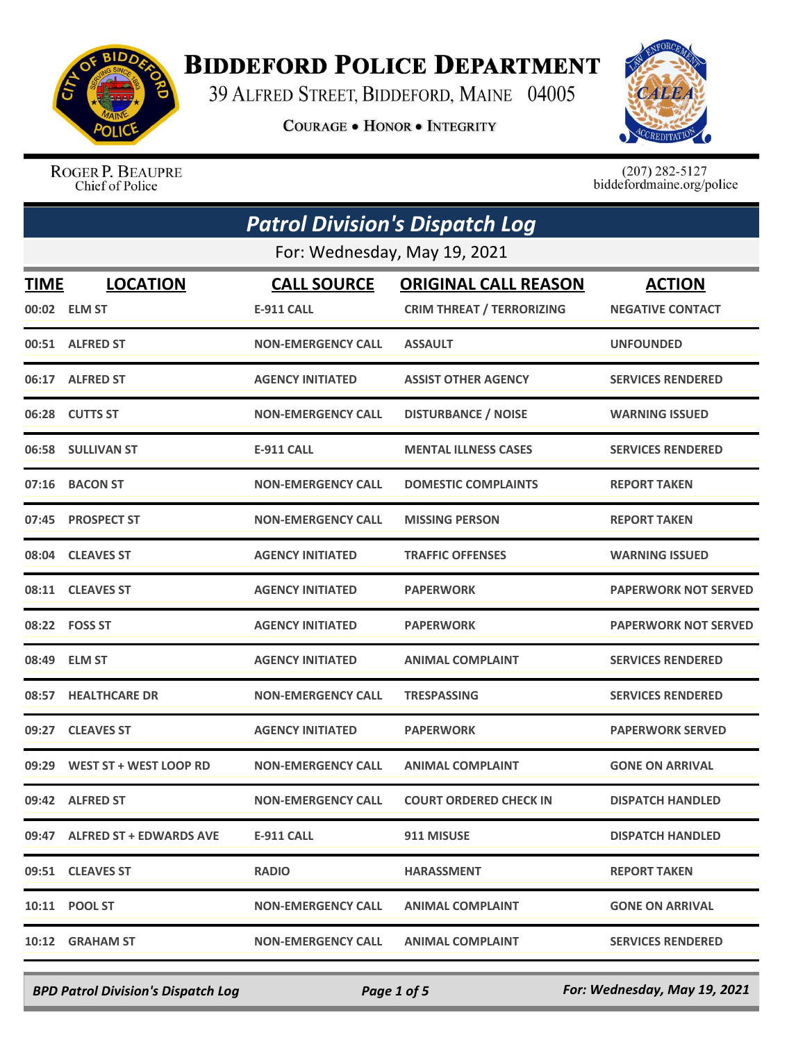# Biddeford Police Department

39 Alfred Street, Biddeford, Maine 04005

**Courage • Honor • Integrity**

Roger P. Beaupre
Chief of Police

(207) 282-5127
biddefordmaine.org/police

## *Patrol Division's Dispatch Log*

For: Wednesday, May 19, 2021

| TIME | LOCATION | CALL SOURCE | ORIGINAL CALL REASON | ACTION |
|---|---|---|---|---|
| 00:02 | ELM ST | E-911 CALL | CRIM THREAT / TERRORIZING | NEGATIVE CONTACT |
| 00:51 | ALFRED ST | NON-EMERGENCY CALL | ASSAULT | UNFOUNDED |
| 06:17 | ALFRED ST | AGENCY INITIATED | ASSIST OTHER AGENCY | SERVICES RENDERED |
| 06:28 | CUTTS ST | NON-EMERGENCY CALL | DISTURBANCE / NOISE | WARNING ISSUED |
| 06:58 | SULLIVAN ST | E-911 CALL | MENTAL ILLNESS CASES | SERVICES RENDERED |
| 07:16 | BACON ST | NON-EMERGENCY CALL | DOMESTIC COMPLAINTS | REPORT TAKEN |
| 07:45 | PROSPECT ST | NON-EMERGENCY CALL | MISSING PERSON | REPORT TAKEN |
| 08:04 | CLEAVES ST | AGENCY INITIATED | TRAFFIC OFFENSES | WARNING ISSUED |
| 08:11 | CLEAVES ST | AGENCY INITIATED | PAPERWORK | PAPERWORK NOT SERVED |
| 08:22 | FOSS ST | AGENCY INITIATED | PAPERWORK | PAPERWORK NOT SERVED |
| 08:49 | ELM ST | AGENCY INITIATED | ANIMAL COMPLAINT | SERVICES RENDERED |
| 08:57 | HEALTHCARE DR | NON-EMERGENCY CALL | TRESPASSING | SERVICES RENDERED |
| 09:27 | CLEAVES ST | AGENCY INITIATED | PAPERWORK | PAPERWORK SERVED |
| 09:29 | WEST ST + WEST LOOP RD | NON-EMERGENCY CALL | ANIMAL COMPLAINT | GONE ON ARRIVAL |
| 09:42 | ALFRED ST | NON-EMERGENCY CALL | COURT ORDERED CHECK IN | DISPATCH HANDLED |
| 09:47 | ALFRED ST + EDWARDS AVE | E-911 CALL | 911 MISUSE | DISPATCH HANDLED |
| 09:51 | CLEAVES ST | RADIO | HARASSMENT | REPORT TAKEN |
| 10:11 | POOL ST | NON-EMERGENCY CALL | ANIMAL COMPLAINT | GONE ON ARRIVAL |
| 10:12 | GRAHAM ST | NON-EMERGENCY CALL | ANIMAL COMPLAINT | SERVICES RENDERED |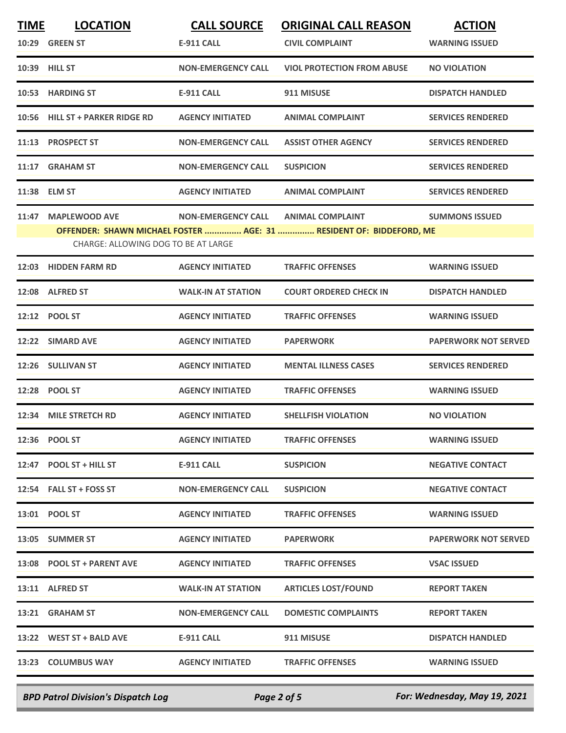| TIME | LOCATION | CALL SOURCE | ORIGINAL CALL REASON | ACTION |
| --- | --- | --- | --- | --- |
| 10:29 | GREEN ST | E-911 CALL | CIVIL COMPLAINT | WARNING ISSUED |
| 10:39 | HILL ST | NON-EMERGENCY CALL | VIOL PROTECTION FROM ABUSE | NO VIOLATION |
| 10:53 | HARDING ST | E-911 CALL | 911 MISUSE | DISPATCH HANDLED |
| 10:56 | HILL ST + PARKER RIDGE RD | AGENCY INITIATED | ANIMAL COMPLAINT | SERVICES RENDERED |
| 11:13 | PROSPECT ST | NON-EMERGENCY CALL | ASSIST OTHER AGENCY | SERVICES RENDERED |
| 11:17 | GRAHAM ST | NON-EMERGENCY CALL | SUSPICION | SERVICES RENDERED |
| 11:38 | ELM ST | AGENCY INITIATED | ANIMAL COMPLAINT | SERVICES RENDERED |
| 11:47 | MAPLEWOOD AVE | NON-EMERGENCY CALL | ANIMAL COMPLAINT | SUMMONS ISSUED |
| | OFFENDER: SHAWN MICHAEL FOSTER ............... AGE: 31 ............... RESIDENT OF: BIDDEFORD, ME | | | |
| | CHARGE: ALLOWING DOG TO BE AT LARGE | | | |
| 12:03 | HIDDEN FARM RD | AGENCY INITIATED | TRAFFIC OFFENSES | WARNING ISSUED |
| 12:08 | ALFRED ST | WALK-IN AT STATION | COURT ORDERED CHECK IN | DISPATCH HANDLED |
| 12:12 | POOL ST | AGENCY INITIATED | TRAFFIC OFFENSES | WARNING ISSUED |
| 12:22 | SIMARD AVE | AGENCY INITIATED | PAPERWORK | PAPERWORK NOT SERVED |
| 12:26 | SULLIVAN ST | AGENCY INITIATED | MENTAL ILLNESS CASES | SERVICES RENDERED |
| 12:28 | POOL ST | AGENCY INITIATED | TRAFFIC OFFENSES | WARNING ISSUED |
| 12:34 | MILE STRETCH RD | AGENCY INITIATED | SHELLFISH VIOLATION | NO VIOLATION |
| 12:36 | POOL ST | AGENCY INITIATED | TRAFFIC OFFENSES | WARNING ISSUED |
| 12:47 | POOL ST + HILL ST | E-911 CALL | SUSPICION | NEGATIVE CONTACT |
| 12:54 | FALL ST + FOSS ST | NON-EMERGENCY CALL | SUSPICION | NEGATIVE CONTACT |
| 13:01 | POOL ST | AGENCY INITIATED | TRAFFIC OFFENSES | WARNING ISSUED |
| 13:05 | SUMMER ST | AGENCY INITIATED | PAPERWORK | PAPERWORK NOT SERVED |
| 13:08 | POOL ST + PARENT AVE | AGENCY INITIATED | TRAFFIC OFFENSES | VSAC ISSUED |
| 13:11 | ALFRED ST | WALK-IN AT STATION | ARTICLES LOST/FOUND | REPORT TAKEN |
| 13:21 | GRAHAM ST | NON-EMERGENCY CALL | DOMESTIC COMPLAINTS | REPORT TAKEN |
| 13:22 | WEST ST + BALD AVE | E-911 CALL | 911 MISUSE | DISPATCH HANDLED |
| 13:23 | COLUMBUS WAY | AGENCY INITIATED | TRAFFIC OFFENSES | WARNING ISSUED |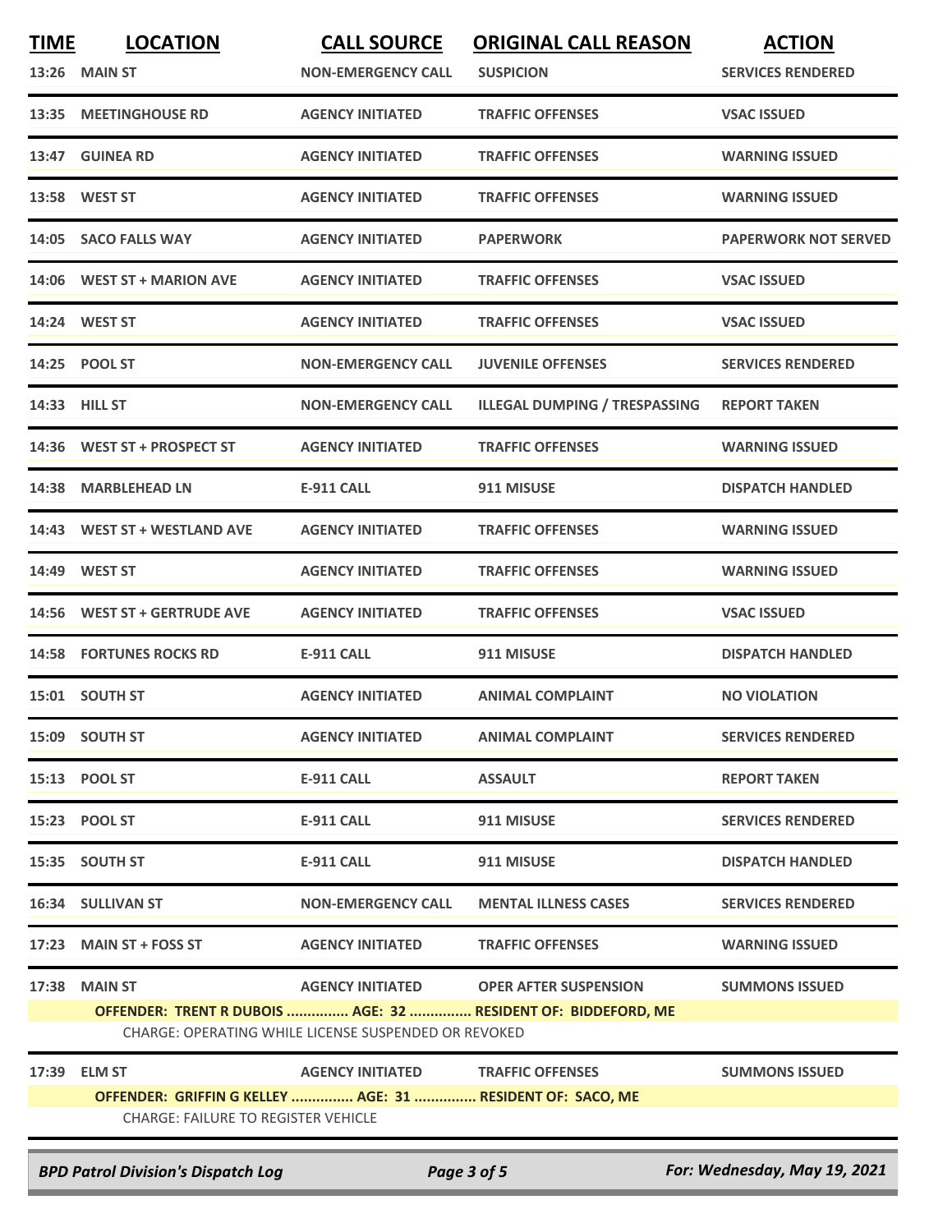| TIME | LOCATION | CALL SOURCE | ORIGINAL CALL REASON | ACTION |
|---|---|---|---|---|
| 13:26 | MAIN ST | NON-EMERGENCY CALL | SUSPICION | SERVICES RENDERED |
| 13:35 | MEETINGHOUSE RD | AGENCY INITIATED | TRAFFIC OFFENSES | VSAC ISSUED |
| 13:47 | GUINEA RD | AGENCY INITIATED | TRAFFIC OFFENSES | WARNING ISSUED |
| 13:58 | WEST ST | AGENCY INITIATED | TRAFFIC OFFENSES | WARNING ISSUED |
| 14:05 | SACO FALLS WAY | AGENCY INITIATED | PAPERWORK | PAPERWORK NOT SERVED |
| 14:06 | WEST ST + MARION AVE | AGENCY INITIATED | TRAFFIC OFFENSES | VSAC ISSUED |
| 14:24 | WEST ST | AGENCY INITIATED | TRAFFIC OFFENSES | VSAC ISSUED |
| 14:25 | POOL ST | NON-EMERGENCY CALL | JUVENILE OFFENSES | SERVICES RENDERED |
| 14:33 | HILL ST | NON-EMERGENCY CALL | ILLEGAL DUMPING / TRESPASSING | REPORT TAKEN |
| 14:36 | WEST ST + PROSPECT ST | AGENCY INITIATED | TRAFFIC OFFENSES | WARNING ISSUED |
| 14:38 | MARBLEHEAD LN | E-911 CALL | 911 MISUSE | DISPATCH HANDLED |
| 14:43 | WEST ST + WESTLAND AVE | AGENCY INITIATED | TRAFFIC OFFENSES | WARNING ISSUED |
| 14:49 | WEST ST | AGENCY INITIATED | TRAFFIC OFFENSES | WARNING ISSUED |
| 14:56 | WEST ST + GERTRUDE AVE | AGENCY INITIATED | TRAFFIC OFFENSES | VSAC ISSUED |
| 14:58 | FORTUNES ROCKS RD | E-911 CALL | 911 MISUSE | DISPATCH HANDLED |
| 15:01 | SOUTH ST | AGENCY INITIATED | ANIMAL COMPLAINT | NO VIOLATION |
| 15:09 | SOUTH ST | AGENCY INITIATED | ANIMAL COMPLAINT | SERVICES RENDERED |
| 15:13 | POOL ST | E-911 CALL | ASSAULT | REPORT TAKEN |
| 15:23 | POOL ST | E-911 CALL | 911 MISUSE | SERVICES RENDERED |
| 15:35 | SOUTH ST | E-911 CALL | 911 MISUSE | DISPATCH HANDLED |
| 16:34 | SULLIVAN ST | NON-EMERGENCY CALL | MENTAL ILLNESS CASES | SERVICES RENDERED |
| 17:23 | MAIN ST + FOSS ST | AGENCY INITIATED | TRAFFIC OFFENSES | WARNING ISSUED |
| 17:38 | MAIN ST | AGENCY INITIATED | OPER AFTER SUSPENSION | SUMMONS ISSUED |
| | OFFENDER: TRENT R DUBOIS ............... AGE: 32 ............... RESIDENT OF: BIDDEFORD, ME | | | |
| | CHARGE: OPERATING WHILE LICENSE SUSPENDED OR REVOKED | | | |
| 17:39 | ELM ST | AGENCY INITIATED | TRAFFIC OFFENSES | SUMMONS ISSUED |
| | OFFENDER: GRIFFIN G KELLEY ............... AGE: 31 ............... RESIDENT OF: SACO, ME | | | |
| | CHARGE: FAILURE TO REGISTER VEHICLE | | | |

*BPD Patrol Division's Dispatch Log* — For: Wednesday, May 19, 2021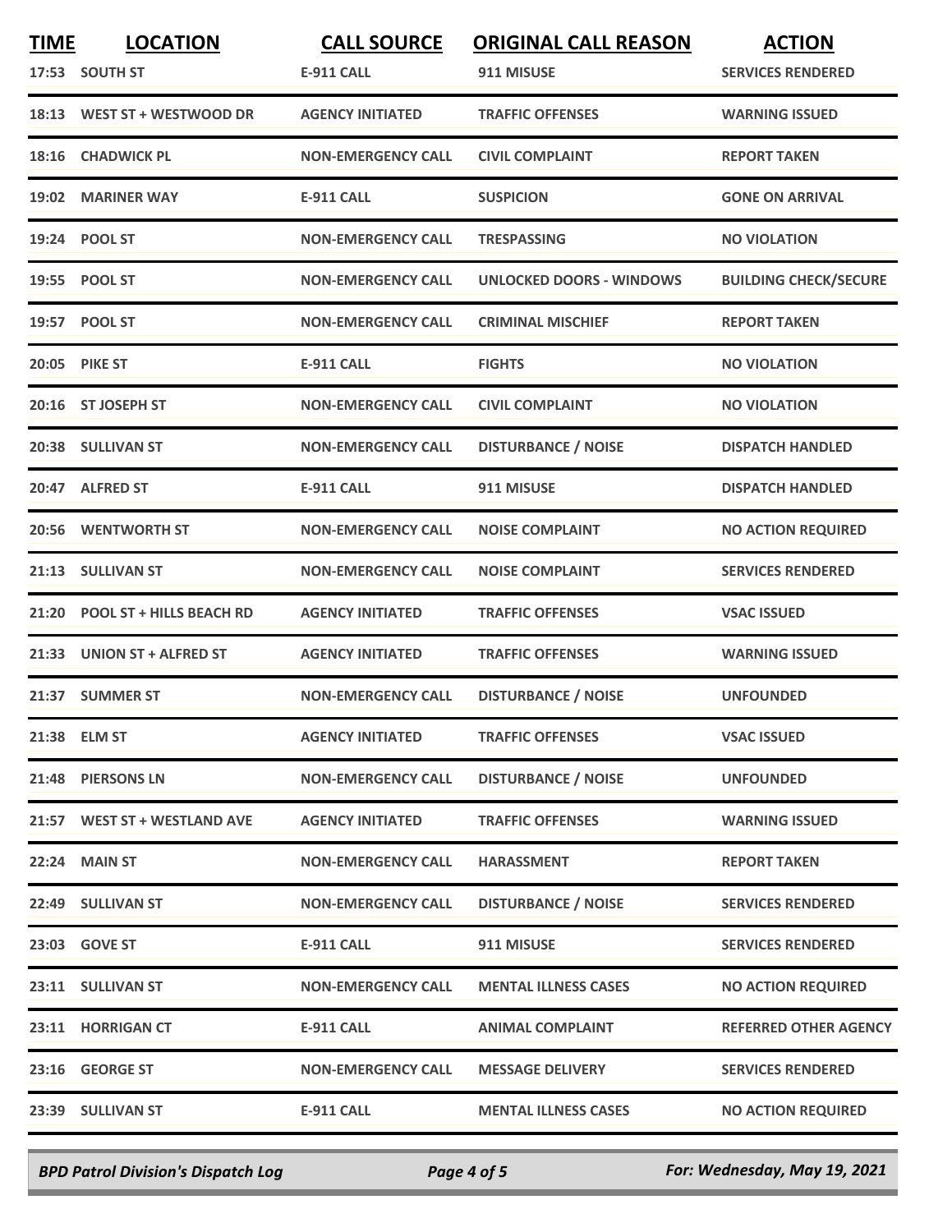| TIME | LOCATION | CALL SOURCE | ORIGINAL CALL REASON | ACTION |
|---|---|---|---|---|
| 17:53 | SOUTH ST | E-911 CALL | 911 MISUSE | SERVICES RENDERED |
| 18:13 | WEST ST + WESTWOOD DR | AGENCY INITIATED | TRAFFIC OFFENSES | WARNING ISSUED |
| 18:16 | CHADWICK PL | NON-EMERGENCY CALL | CIVIL COMPLAINT | REPORT TAKEN |
| 19:02 | MARINER WAY | E-911 CALL | SUSPICION | GONE ON ARRIVAL |
| 19:24 | POOL ST | NON-EMERGENCY CALL | TRESPASSING | NO VIOLATION |
| 19:55 | POOL ST | NON-EMERGENCY CALL | UNLOCKED DOORS - WINDOWS | BUILDING CHECK/SECURE |
| 19:57 | POOL ST | NON-EMERGENCY CALL | CRIMINAL MISCHIEF | REPORT TAKEN |
| 20:05 | PIKE ST | E-911 CALL | FIGHTS | NO VIOLATION |
| 20:16 | ST JOSEPH ST | NON-EMERGENCY CALL | CIVIL COMPLAINT | NO VIOLATION |
| 20:38 | SULLIVAN ST | NON-EMERGENCY CALL | DISTURBANCE / NOISE | DISPATCH HANDLED |
| 20:47 | ALFRED ST | E-911 CALL | 911 MISUSE | DISPATCH HANDLED |
| 20:56 | WENTWORTH ST | NON-EMERGENCY CALL | NOISE COMPLAINT | NO ACTION REQUIRED |
| 21:13 | SULLIVAN ST | NON-EMERGENCY CALL | NOISE COMPLAINT | SERVICES RENDERED |
| 21:20 | POOL ST + HILLS BEACH RD | AGENCY INITIATED | TRAFFIC OFFENSES | VSAC ISSUED |
| 21:33 | UNION ST + ALFRED ST | AGENCY INITIATED | TRAFFIC OFFENSES | WARNING ISSUED |
| 21:37 | SUMMER ST | NON-EMERGENCY CALL | DISTURBANCE / NOISE | UNFOUNDED |
| 21:38 | ELM ST | AGENCY INITIATED | TRAFFIC OFFENSES | VSAC ISSUED |
| 21:48 | PIERSONS LN | NON-EMERGENCY CALL | DISTURBANCE / NOISE | UNFOUNDED |
| 21:57 | WEST ST + WESTLAND AVE | AGENCY INITIATED | TRAFFIC OFFENSES | WARNING ISSUED |
| 22:24 | MAIN ST | NON-EMERGENCY CALL | HARASSMENT | REPORT TAKEN |
| 22:49 | SULLIVAN ST | NON-EMERGENCY CALL | DISTURBANCE / NOISE | SERVICES RENDERED |
| 23:03 | GOVE ST | E-911 CALL | 911 MISUSE | SERVICES RENDERED |
| 23:11 | SULLIVAN ST | NON-EMERGENCY CALL | MENTAL ILLNESS CASES | NO ACTION REQUIRED |
| 23:11 | HORRIGAN CT | E-911 CALL | ANIMAL COMPLAINT | REFERRED OTHER AGENCY |
| 23:16 | GEORGE ST | NON-EMERGENCY CALL | MESSAGE DELIVERY | SERVICES RENDERED |
| 23:39 | SULLIVAN ST | E-911 CALL | MENTAL ILLNESS CASES | NO ACTION REQUIRED |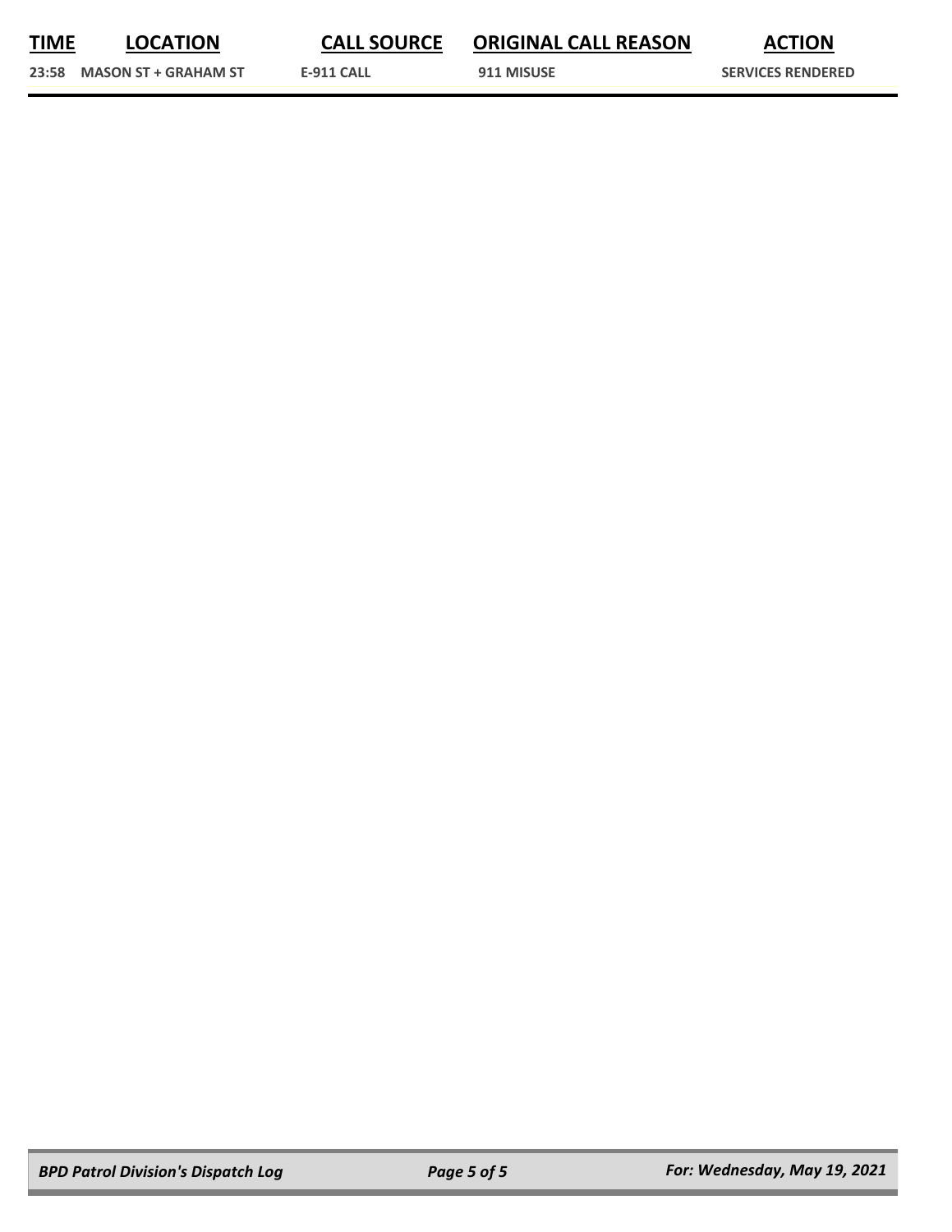| TIME | LOCATION | CALL SOURCE | ORIGINAL CALL REASON | ACTION |
| --- | --- | --- | --- | --- |
| 23:58 | MASON ST + GRAHAM ST | E-911 CALL | 911 MISUSE | SERVICES RENDERED |